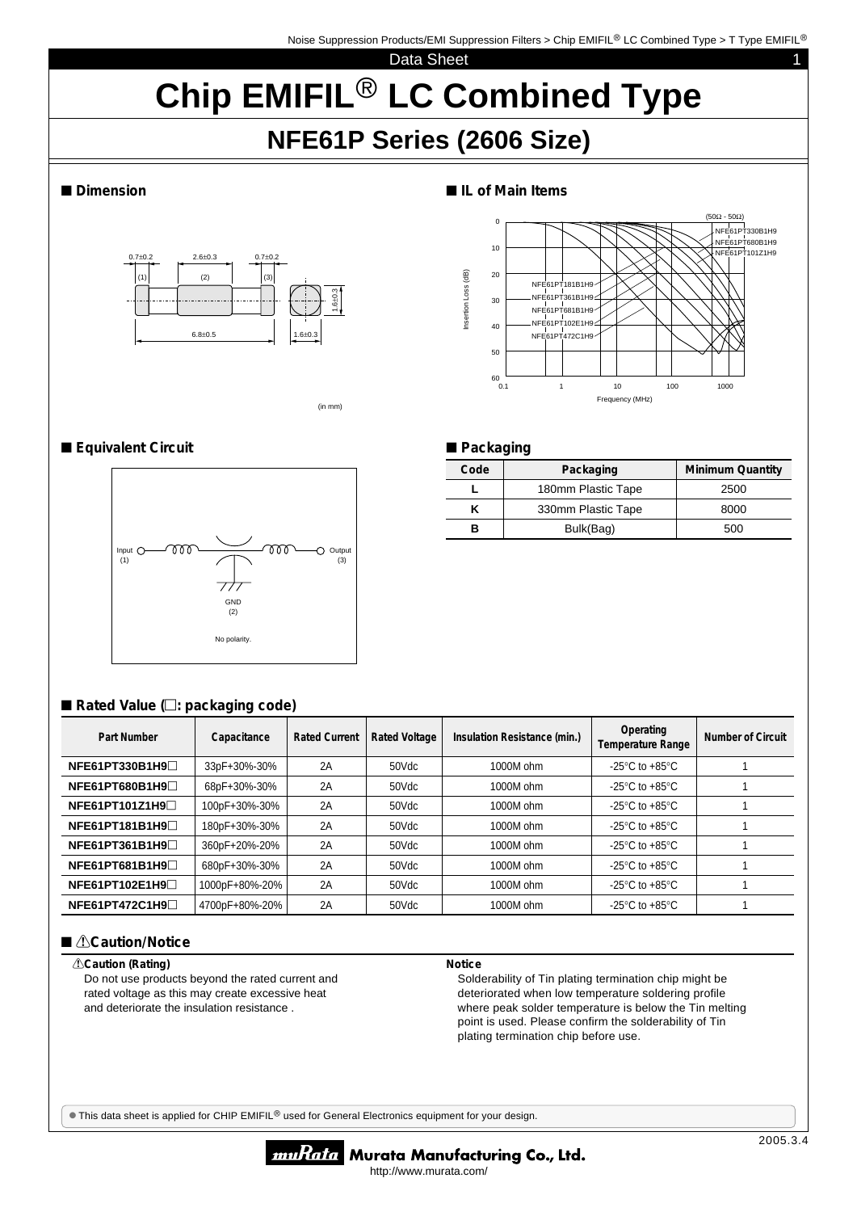# Chip EMIFIL® LC Combined Type

## NFE61P Series (2606 Size)

### ■ Dimension

(in mm)

### ■ IL of Main Items

### ■ Equivalent Circuit

### ■ Packaging

| Code | Packaging | Minimum Quantity |
|---|---|---|
| L | 180mm Plastic Tape | 2500 |
| K | 330mm Plastic Tape | 8000 |
| B | Bulk(Bag) | 500 |

### ■ Rated Value (□: packaging code)

| Part Number | Capacitance | Rated Current | Rated Voltage | Insulation Resistance (min.) | Operating Temperature Range | Number of Circuit |
|---|---|---|---|---|---|---|
| NFE61PT330B1H9□ | 33pF+30%-30% | 2A | 50Vdc | 1000M ohm | -25°C to +85°C | 1 |
| NFE61PT680B1H9□ | 68pF+30%-30% | 2A | 50Vdc | 1000M ohm | -25°C to +85°C | 1 |
| NFE61PT101Z1H9□ | 100pF+30%-30% | 2A | 50Vdc | 1000M ohm | -25°C to +85°C | 1 |
| NFE61PT181B1H9□ | 180pF+30%-30% | 2A | 50Vdc | 1000M ohm | -25°C to +85°C | 1 |
| NFE61PT361B1H9□ | 360pF+20%-20% | 2A | 50Vdc | 1000M ohm | -25°C to +85°C | 1 |
| NFE61PT681B1H9□ | 680pF+30%-30% | 2A | 50Vdc | 1000M ohm | -25°C to +85°C | 1 |
| NFE61PT102E1H9□ | 1000pF+80%-20% | 2A | 50Vdc | 1000M ohm | -25°C to +85°C | 1 |
| NFE61PT472C1H9□ | 4700pF+80%-20% | 2A | 50Vdc | 1000M ohm | -25°C to +85°C | 1 |

### ■ ⚠Caution/Notice

**⚠Caution (Rating)**

Do not use products beyond the rated current and rated voltage as this may create excessive heat and deteriorate the insulation resistance .

**Notice**

Solderability of Tin plating termination chip might be deteriorated when low temperature soldering profile where peak solder temperature is below the Tin melting point is used. Please confirm the solderability of Tin plating termination chip before use.

● This data sheet is applied for CHIP EMIFIL® used for General Electronics equipment for your design.

2005.3.4

Murata Manufacturing Co., Ltd.
http://www.murata.com/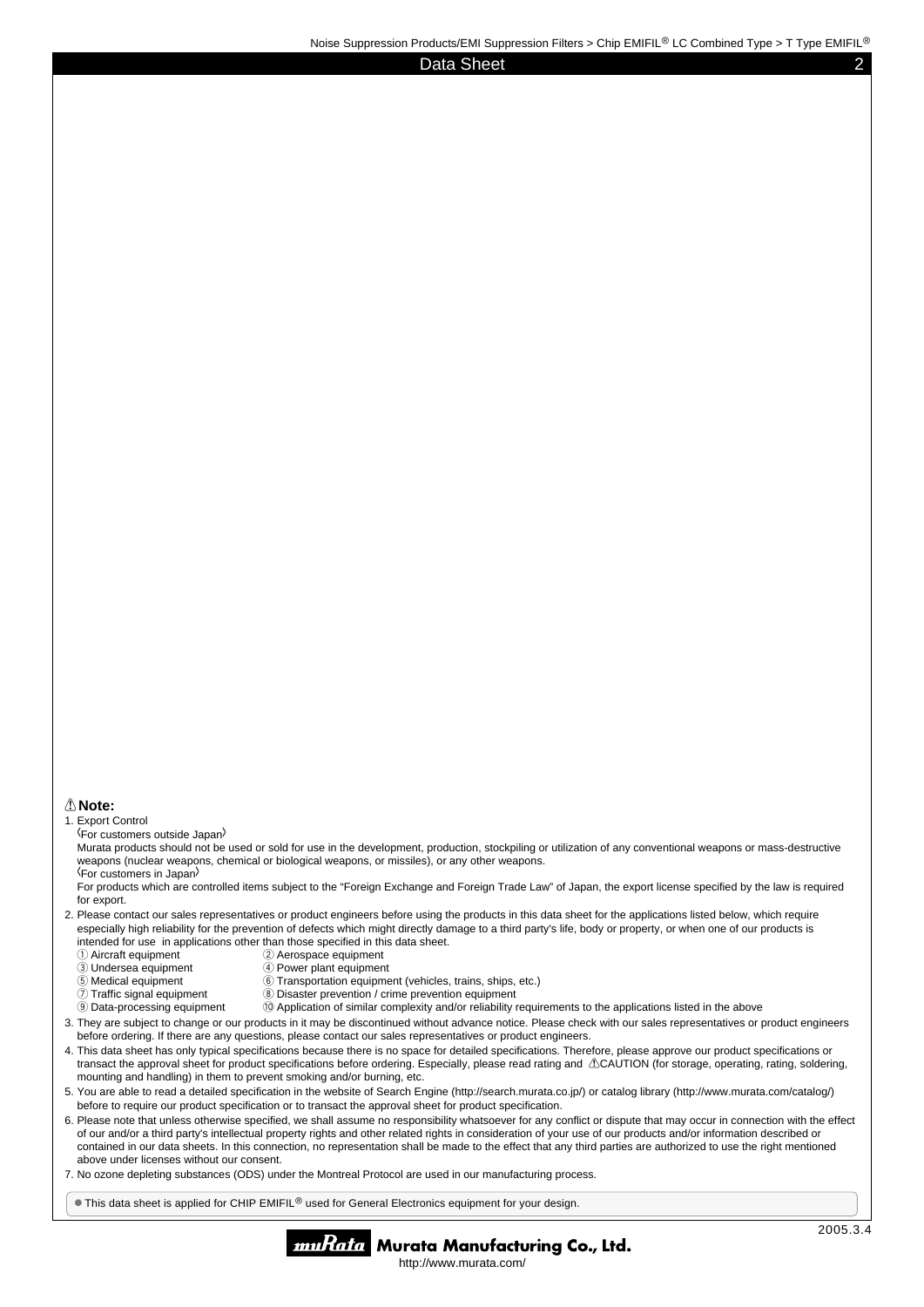## ⚠Note:

1. Export Control
   〈For customers outside Japan〉
   Murata products should not be used or sold for use in the development, production, stockpiling or utilization of any conventional weapons or mass-destructive weapons (nuclear weapons, chemical or biological weapons, or missiles), or any other weapons.
   〈For customers in Japan〉
   For products which are controlled items subject to the "Foreign Exchange and Foreign Trade Law" of Japan, the export license specified by the law is required for export.
2. Please contact our sales representatives or product engineers before using the products in this data sheet for the applications listed below, which require especially high reliability for the prevention of defects which might directly damage to a third party's life, body or property, or when one of our products is intended for use in applications other than those specified in this data sheet.
   ① Aircraft equipment
   ② Aerospace equipment
   ③ Undersea equipment
   ④ Power plant equipment
   ⑤ Medical equipment
   ⑥ Transportation equipment (vehicles, trains, ships, etc.)
   ⑦ Traffic signal equipment
   ⑧ Disaster prevention / crime prevention equipment
   ⑨ Data-processing equipment
   ⑩ Application of similar complexity and/or reliability requirements to the applications listed in the above
3. They are subject to change or our products in it may be discontinued without advance notice. Please check with our sales representatives or product engineers before ordering. If there are any questions, please contact our sales representatives or product engineers.
4. This data sheet has only typical specifications because there is no space for detailed specifications. Therefore, please approve our product specifications or transact the approval sheet for product specifications before ordering. Especially, please read rating and ⚠CAUTION (for storage, operating, rating, soldering, mounting and handling) in them to prevent smoking and/or burning, etc.
5. You are able to read a detailed specification in the website of Search Engine (http://search.murata.co.jp/) or catalog library (http://www.murata.com/catalog/) before to require our product specification or to transact the approval sheet for product specification.
6. Please note that unless otherwise specified, we shall assume no responsibility whatsoever for any conflict or dispute that may occur in connection with the effect of our and/or a third party's intellectual property rights and other related rights in consideration of your use of our products and/or information described or contained in our data sheets. In this connection, no representation shall be made to the effect that any third parties are authorized to use the right mentioned above under licenses without our consent.
7. No ozone depleting substances (ODS) under the Montreal Protocol are used in our manufacturing process.

● This data sheet is applied for CHIP EMIFIL® used for General Electronics equipment for your design.

2005.3.4

Murata Manufacturing Co., Ltd.
http://www.murata.com/